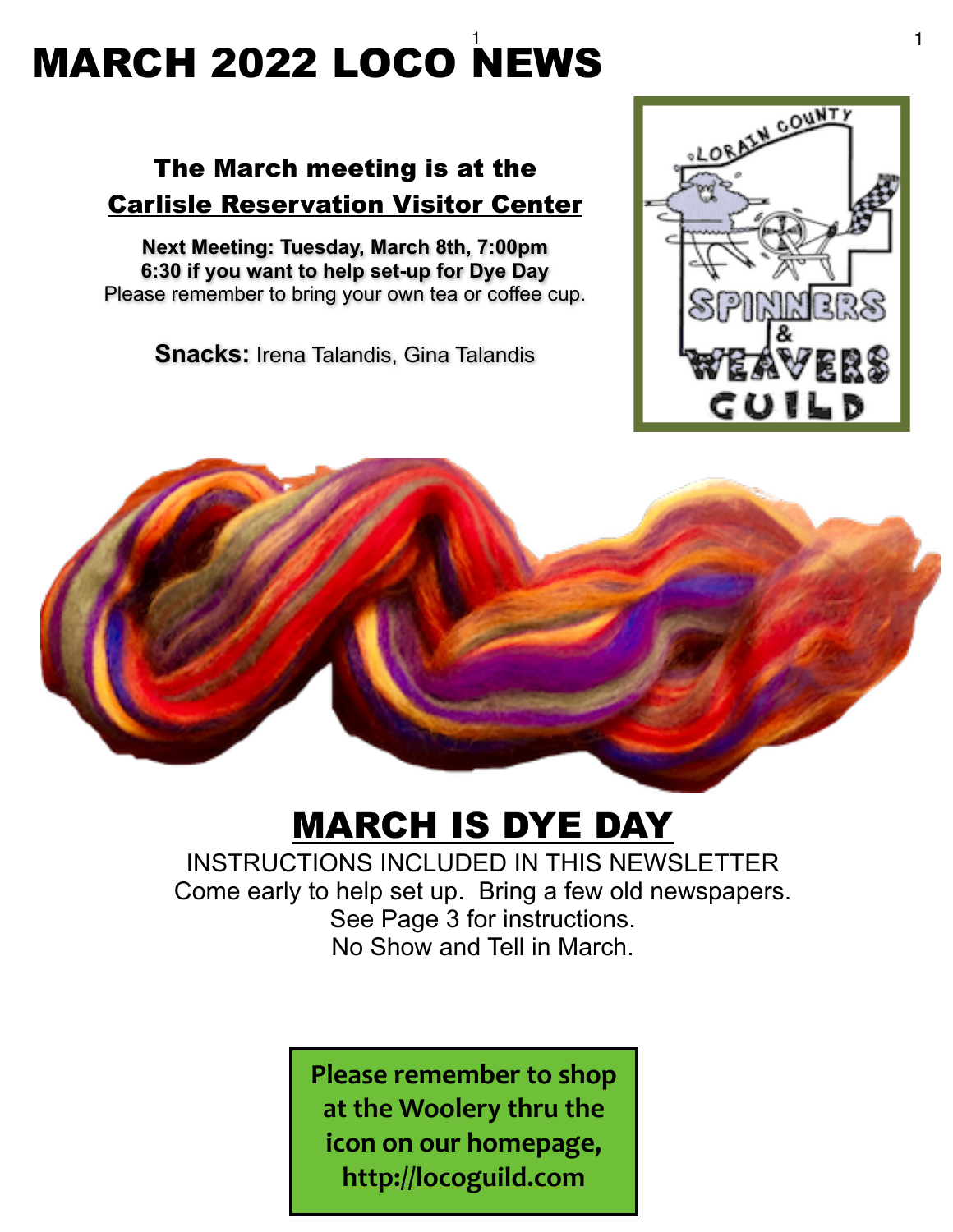# MARCH 2022 LOCO NEWS

**The March meeting is at the**
**Carlisle Reservation Visitor Center**

**Next Meeting: Tuesday, March 8th, 7:00pm**
**6:30 if you want to help set-up for Dye Day**
Please remember to bring your own tea or coffee cup.

**Snacks:** Irena Talandis, Gina Talandis

## MARCH IS DYE DAY

INSTRUCTIONS INCLUDED IN THIS NEWSLETTER
Come early to help set up. Bring a few old newspapers.
See Page 3 for instructions.
No Show and Tell in March.

**Please remember to shop at the Woolery thru the icon on our homepage, http://locoguild.com**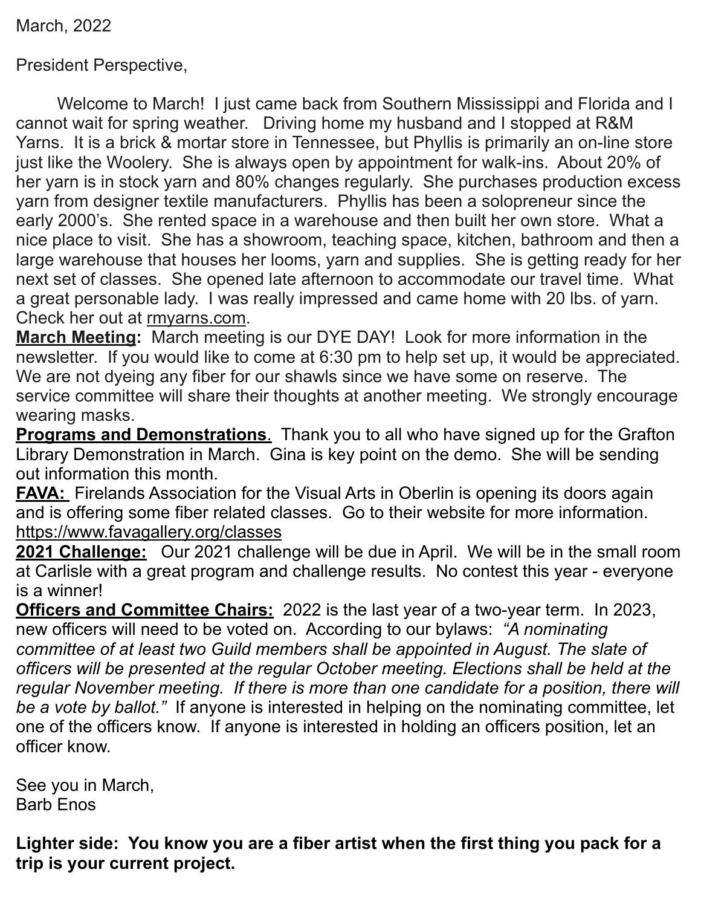March, 2022

President Perspective,

Welcome to March! I just came back from Southern Mississippi and Florida and I cannot wait for spring weather. Driving home my husband and I stopped at R&M Yarns. It is a brick & mortar store in Tennessee, but Phyllis is primarily an on-line store just like the Woolery. She is always open by appointment for walk-ins. About 20% of her yarn is in stock yarn and 80% changes regularly. She purchases production excess yarn from designer textile manufacturers. Phyllis has been a solopreneur since the early 2000's. She rented space in a warehouse and then built her own store. What a nice place to visit. She has a showroom, teaching space, kitchen, bathroom and then a large warehouse that houses her looms, yarn and supplies. She is getting ready for her next set of classes. She opened late afternoon to accommodate our travel time. What a great personable lady. I was really impressed and came home with 20 lbs. of yarn. Check her out at rmyarns.com.

**March Meeting:** March meeting is our DYE DAY! Look for more information in the newsletter. If you would like to come at 6:30 pm to help set up, it would be appreciated. We are not dyeing any fiber for our shawls since we have some on reserve. The service committee will share their thoughts at another meeting. We strongly encourage wearing masks.

**Programs and Demonstrations**. Thank you to all who have signed up for the Grafton Library Demonstration in March. Gina is key point on the demo. She will be sending out information this month.

**FAVA:** Firelands Association for the Visual Arts in Oberlin is opening its doors again and is offering some fiber related classes. Go to their website for more information. https://www.favagallery.org/classes

**2021 Challenge:** Our 2021 challenge will be due in April. We will be in the small room at Carlisle with a great program and challenge results. No contest this year - everyone is a winner!

**Officers and Committee Chairs:** 2022 is the last year of a two-year term. In 2023, new officers will need to be voted on. According to our bylaws: *"A nominating committee of at least two Guild members shall be appointed in August. The slate of officers will be presented at the regular October meeting. Elections shall be held at the regular November meeting. If there is more than one candidate for a position, there will be a vote by ballot."* If anyone is interested in helping on the nominating committee, let one of the officers know. If anyone is interested in holding an officers position, let an officer know.

See you in March,
Barb Enos

**Lighter side: You know you are a fiber artist when the first thing you pack for a trip is your current project.**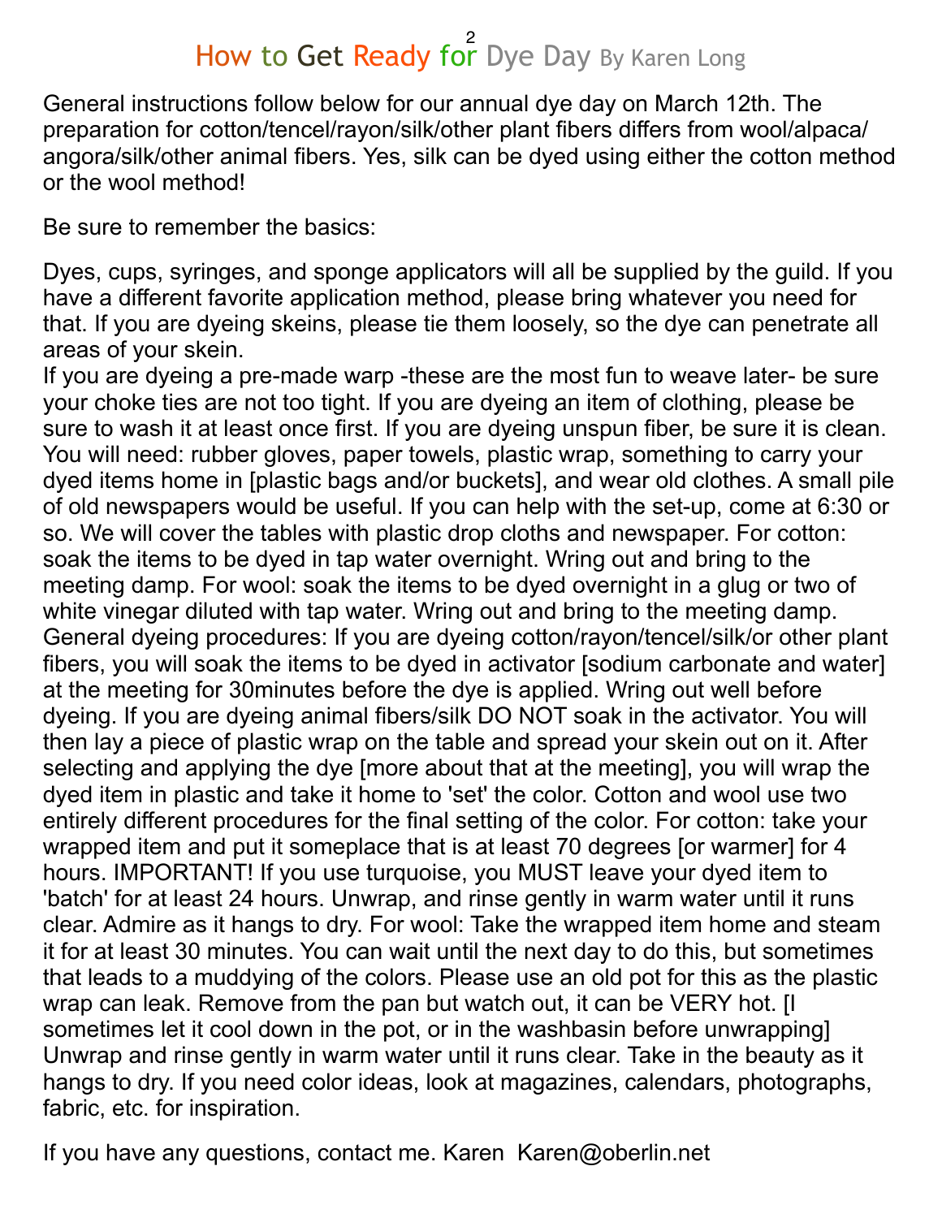# How to Get Ready for Dye Day By Karen Long

General instructions follow below for our annual dye day on March 12th. The preparation for cotton/tencel/rayon/silk/other plant fibers differs from wool/alpaca/angora/silk/other animal fibers. Yes, silk can be dyed using either the cotton method or the wool method!

Be sure to remember the basics:

Dyes, cups, syringes, and sponge applicators will all be supplied by the guild. If you have a different favorite application method, please bring whatever you need for that. If you are dyeing skeins, please tie them loosely, so the dye can penetrate all areas of your skein.
If you are dyeing a pre-made warp -these are the most fun to weave later- be sure your choke ties are not too tight. If you are dyeing an item of clothing, please be sure to wash it at least once first. If you are dyeing unspun fiber, be sure it is clean. You will need: rubber gloves, paper towels, plastic wrap, something to carry your dyed items home in [plastic bags and/or buckets], and wear old clothes. A small pile of old newspapers would be useful. If you can help with the set-up, come at 6:30 or so. We will cover the tables with plastic drop cloths and newspaper. For cotton: soak the items to be dyed in tap water overnight. Wring out and bring to the meeting damp. For wool: soak the items to be dyed overnight in a glug or two of white vinegar diluted with tap water. Wring out and bring to the meeting damp. General dyeing procedures: If you are dyeing cotton/rayon/tencel/silk/or other plant fibers, you will soak the items to be dyed in activator [sodium carbonate and water] at the meeting for 30minutes before the dye is applied. Wring out well before dyeing. If you are dyeing animal fibers/silk DO NOT soak in the activator. You will then lay a piece of plastic wrap on the table and spread your skein out on it. After selecting and applying the dye [more about that at the meeting], you will wrap the dyed item in plastic and take it home to 'set' the color. Cotton and wool use two entirely different procedures for the final setting of the color. For cotton: take your wrapped item and put it someplace that is at least 70 degrees [or warmer] for 4 hours. IMPORTANT! If you use turquoise, you MUST leave your dyed item to 'batch' for at least 24 hours. Unwrap, and rinse gently in warm water until it runs clear. Admire as it hangs to dry. For wool: Take the wrapped item home and steam it for at least 30 minutes. You can wait until the next day to do this, but sometimes that leads to a muddying of the colors. Please use an old pot for this as the plastic wrap can leak. Remove from the pan but watch out, it can be VERY hot. [I sometimes let it cool down in the pot, or in the washbasin before unwrapping] Unwrap and rinse gently in warm water until it runs clear. Take in the beauty as it hangs to dry. If you need color ideas, look at magazines, calendars, photographs, fabric, etc. for inspiration.

If you have any questions, contact me. Karen Karen@oberlin.net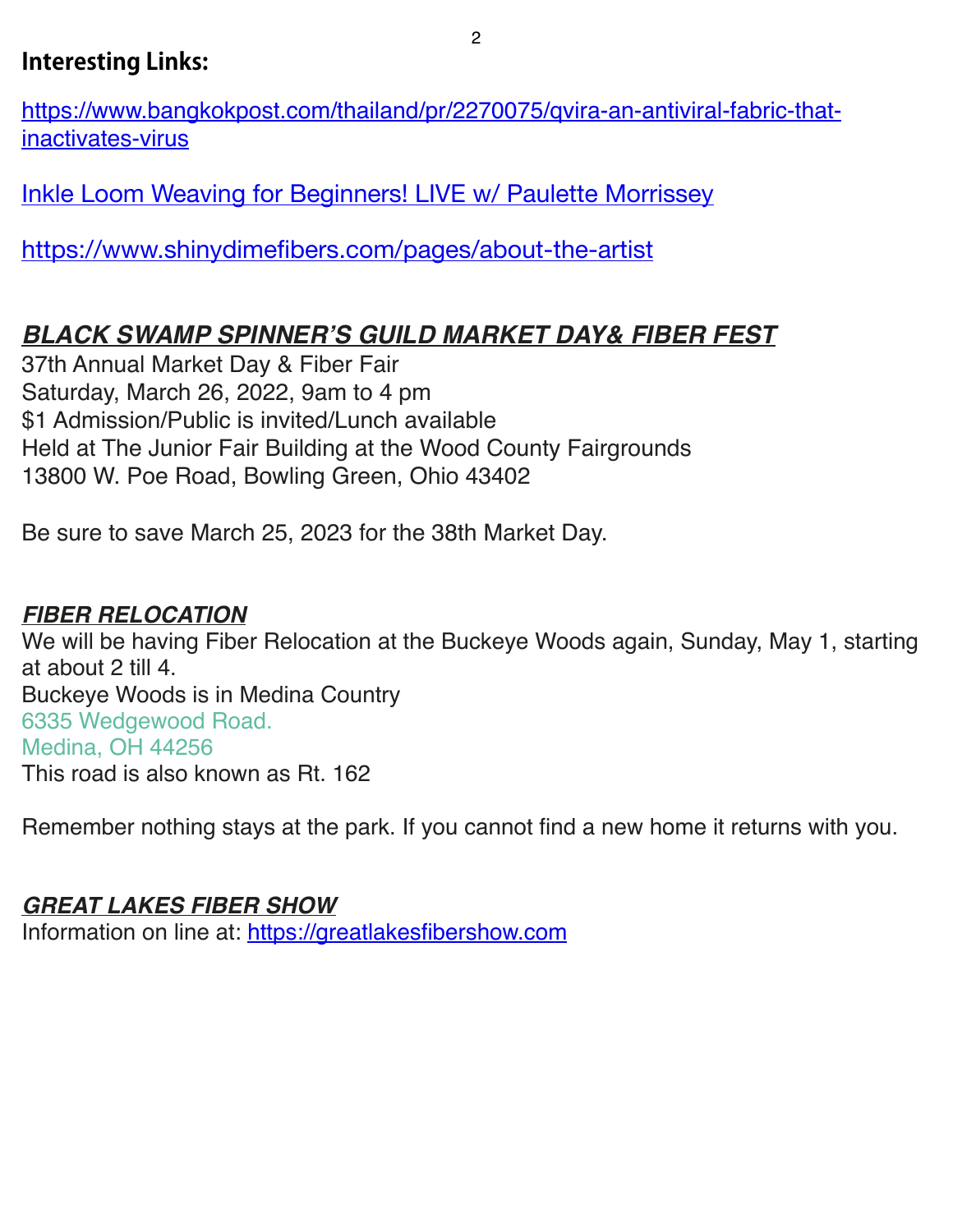## Interesting Links:

https://www.bangkokpost.com/thailand/pr/2270075/qvira-an-antiviral-fabric-that-inactivates-virus

Inkle Loom Weaving for Beginners! LIVE w/ Paulette Morrissey

https://www.shinydimefibers.com/pages/about-the-artist

### ***BLACK SWAMP SPINNER'S GUILD MARKET DAY& FIBER FEST***

37th Annual Market Day & Fiber Fair
Saturday, March 26, 2022, 9am to 4 pm
$1 Admission/Public is invited/Lunch available
Held at The Junior Fair Building at the Wood County Fairgrounds
13800 W. Poe Road, Bowling Green, Ohio 43402

Be sure to save March 25, 2023 for the 38th Market Day.

### ***FIBER RELOCATION***

We will be having Fiber Relocation at the Buckeye Woods again, Sunday, May 1, starting at about 2 till 4.
Buckeye Woods is in Medina Country
6335 Wedgewood Road.
Medina, OH 44256
This road is also known as Rt. 162

Remember nothing stays at the park. If you cannot find a new home it returns with you.

### ***GREAT LAKES FIBER SHOW***

Information on line at: https://greatlakesfibershow.com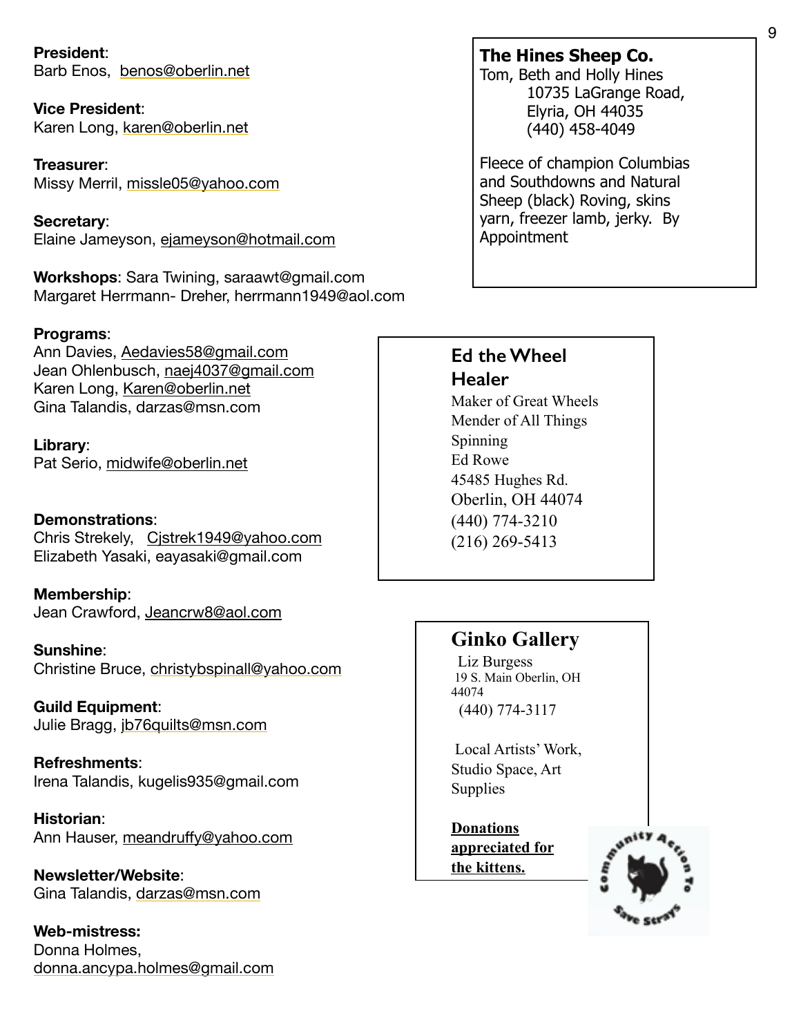**President**:
Barb Enos, benos@oberlin.net

**Vice President**:
Karen Long, karen@oberlin.net

**Treasurer**:
Missy Merril, missle05@yahoo.com

**Secretary**:
Elaine Jameyson, ejameyson@hotmail.com

**Workshops**: Sara Twining, saraawt@gmail.com
Margaret Herrmann- Dreher, herrmann1949@aol.com

**Programs**:
Ann Davies, Aedavies58@gmail.com
Jean Ohlenbusch, naej4037@gmail.com
Karen Long, Karen@oberlin.net
Gina Talandis, darzas@msn.com

**Library**:
Pat Serio, midwife@oberlin.net

**Demonstrations**:
Chris Strekely, Cjstrek1949@yahoo.com
Elizabeth Yasaki, eayasaki@gmail.com

**Membership**:
Jean Crawford, Jeancrw8@aol.com

**Sunshine**:
Christine Bruce, christybspinall@yahoo.com

**Guild Equipment**:
Julie Bragg, jb76quilts@msn.com

**Refreshments**:
Irena Talandis, kugelis935@gmail.com

**Historian**:
Ann Hauser, meandruffy@yahoo.com

**Newsletter/Website**:
Gina Talandis, darzas@msn.com

**Web-mistress:**
Donna Holmes,
donna.ancypa.holmes@gmail.com

**The Hines Sheep Co.**
Tom, Beth and Holly Hines
10735 LaGrange Road,
Elyria, OH 44035
(440) 458-4049

Fleece of champion Columbias and Southdowns and Natural Sheep (black) Roving, skins yarn, freezer lamb, jerky. By Appointment

**Ed the Wheel Healer**
Maker of Great Wheels
Mender of All Things
Spinning
Ed Rowe
45485 Hughes Rd.
Oberlin, OH 44074
(440) 774-3210
(216) 269-5413

**Ginko Gallery**
Liz Burgess
19 S. Main Oberlin, OH 44074
(440) 774-3117

Local Artists' Work, Studio Space, Art Supplies

**Donations appreciated for the kittens.**

Community Action To Save Strays